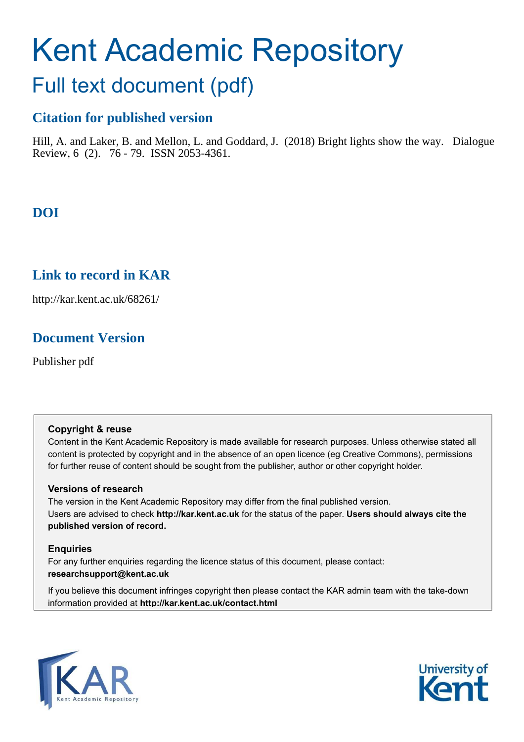# Kent Academic Repository

## Full text document (pdf)

### Citation for published version

Hill, A. and Laker, B. and Mellon, L. and Goddard, J. (2018) Bright lights show the way. Dialogue Review, 6 (2). 76 - 79. ISSN 2053-4361.

### DOI

### Link to record in KAR

http://kar.kent.ac.uk/68261/

### Document Version

Publisher pdf

**Copyright & reuse**

Content in the Kent Academic Repository is made available for research purposes. Unless otherwise stated all content is protected by copyright and in the absence of an open licence (eg Creative Commons), permissions for further reuse of content should be sought from the publisher, author or other copyright holder.

**Versions of research**

The version in the Kent Academic Repository may differ from the final published version. Users are advised to check **http://kar.kent.ac.uk** for the status of the paper. **Users should always cite the published version of record.**

**Enquiries**

For any further enquiries regarding the licence status of this document, please contact: **researchsupport@kent.ac.uk**

If you believe this document infringes copyright then please contact the KAR admin team with the take-down information provided at **http://kar.kent.ac.uk/contact.html**

KAR Kent Academic Repository

University of Kent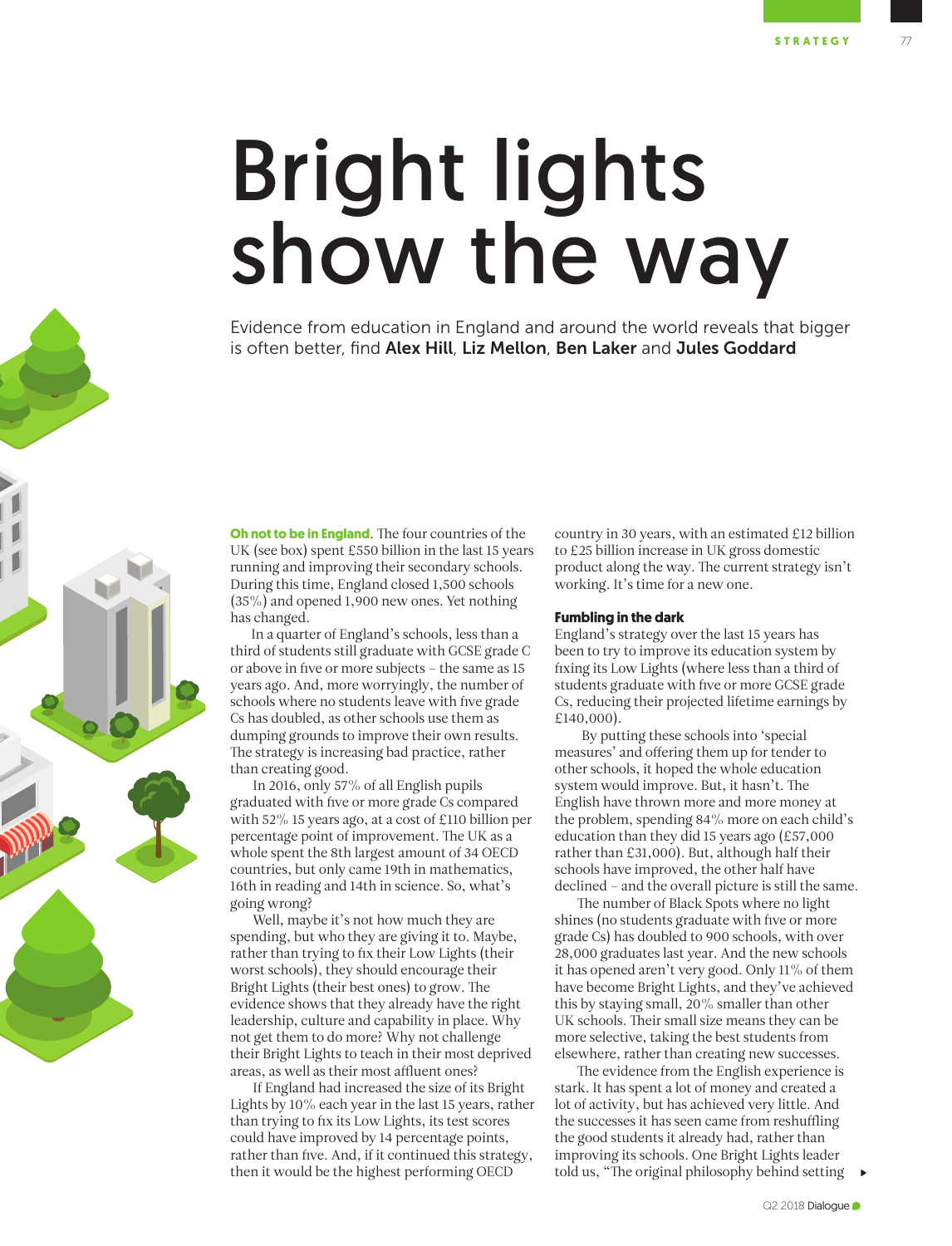# Bright lights show the way

Evidence from education in England and around the world reveals that bigger is often better, find **Alex Hill**, **Liz Mellon**, **Ben Laker** and **Jules Goddard**

**Oh not to be in England**. The four countries of the UK (see box) spent £550 billion in the last 15 years running and improving their secondary schools. During this time, England closed 1,500 schools (35%) and opened 1,900 new ones. Yet nothing has changed.

In a quarter of England's schools, less than a third of students still graduate with GCSE grade C or above in five or more subjects – the same as 15 years ago. And, more worryingly, the number of schools where no students leave with five grade Cs has doubled, as other schools use them as dumping grounds to improve their own results. The strategy is increasing bad practice, rather than creating good.

In 2016, only 57% of all English pupils graduated with five or more grade Cs compared with 52% 15 years ago, at a cost of £110 billion per percentage point of improvement. The UK as a whole spent the 8th largest amount of 34 OECD countries, but only came 19th in mathematics, 16th in reading and 14th in science. So, what's going wrong?

Well, maybe it's not how much they are spending, but who they are giving it to. Maybe, rather than trying to fix their Low Lights (their worst schools), they should encourage their Bright Lights (their best ones) to grow. The evidence shows that they already have the right leadership, culture and capability in place. Why not get them to do more? Why not challenge their Bright Lights to teach in their most deprived areas, as well as their most affluent ones?

If England had increased the size of its Bright Lights by 10% each year in the last 15 years, rather than trying to fix its Low Lights, its test scores could have improved by 14 percentage points, rather than five. And, if it continued this strategy, then it would be the highest performing OECD country in 30 years, with an estimated £12 billion to £25 billion increase in UK gross domestic product along the way. The current strategy isn't working. It's time for a new one.

**Fumbling in the dark**

England's strategy over the last 15 years has been to try to improve its education system by fixing its Low Lights (where less than a third of students graduate with five or more GCSE grade Cs, reducing their projected lifetime earnings by £140,000).

By putting these schools into 'special measures' and offering them up for tender to other schools, it hoped the whole education system would improve. But, it hasn't. The English have thrown more and more money at the problem, spending 84% more on each child's education than they did 15 years ago (£57,000 rather than £31,000). But, although half their schools have improved, the other half have declined – and the overall picture is still the same.

The number of Black Spots where no light shines (no students graduate with five or more grade Cs) has doubled to 900 schools, with over 28,000 graduates last year. And the new schools it has opened aren't very good. Only 11% of them have become Bright Lights, and they've achieved this by staying small, 20% smaller than other UK schools. Their small size means they can be more selective, taking the best students from elsewhere, rather than creating new successes.

The evidence from the English experience is stark. It has spent a lot of money and created a lot of activity, but has achieved very little. And the successes it has seen came from reshuffling the good students it already had, rather than improving its schools. One Bright Lights leader told us, "The original philosophy behind setting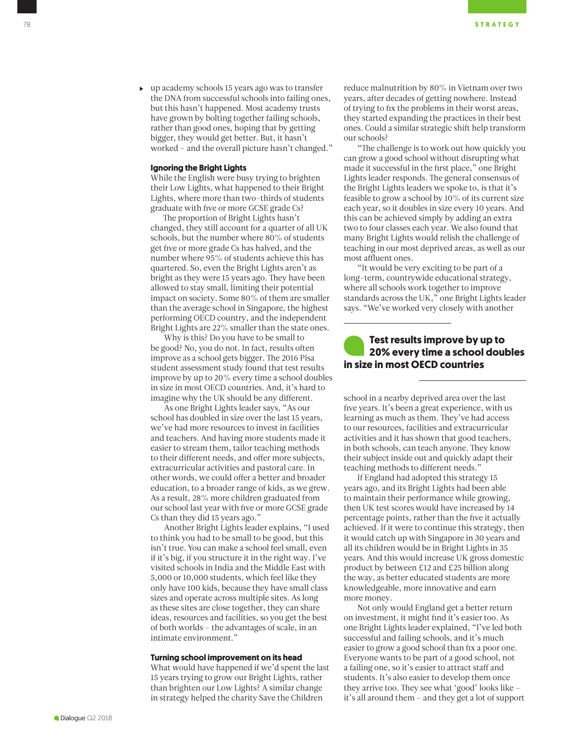up academy schools 15 years ago was to transfer the DNA from successful schools into failing ones, but this hasn't happened. Most academy trusts have grown by bolting together failing schools, rather than good ones, hoping that by getting bigger, they would get better. But, it hasn't worked – and the overall picture hasn't changed."

**Ignoring the Bright Lights**

While the English were busy trying to brighten their Low Lights, what happened to their Bright Lights, where more than two-thirds of students graduate with five or more GCSE grade Cs?

The proportion of Bright Lights hasn't changed, they still account for a quarter of all UK schools, but the number where 80% of students get five or more grade Cs has halved, and the number where 95% of students achieve this has quartered. So, even the Bright Lights aren't as bright as they were 15 years ago. They have been allowed to stay small, limiting their potential impact on society. Some 80% of them are smaller than the average school in Singapore, the highest performing OECD country, and the independent Bright Lights are 22% smaller than the state ones.

Why is this? Do you have to be small to be good? No, you do not. In fact, results often improve as a school gets bigger. The 2016 Pisa student assessment study found that test results improve by up to 20% every time a school doubles in size in most OECD countries. And, it's hard to imagine why the UK should be any different.

As one Bright Lights leader says, "As our school has doubled in size over the last 15 years, we've had more resources to invest in facilities and teachers. And having more students made it easier to stream them, tailor teaching methods to their different needs, and offer more subjects, extracurricular activities and pastoral care. In other words, we could offer a better and broader education, to a broader range of kids, as we grew. As a result, 28% more children graduated from our school last year with five or more GCSE grade Cs than they did 15 years ago."

Another Bright Lights leader explains, "I used to think you had to be small to be good, but this isn't true. You can make a school feel small, even if it's big, if you structure it in the right way. I've visited schools in India and the Middle East with 5,000 or 10,000 students, which feel like they only have 100 kids, because they have small class sizes and operate across multiple sites. As long as these sites are close together, they can share ideas, resources and facilities, so you get the best of both worlds – the advantages of scale, in an intimate environment."

**Turning school improvement on its head**

What would have happened if we'd spent the last 15 years trying to grow our Bright Lights, rather than brighten our Low Lights? A similar change in strategy helped the charity Save the Children reduce malnutrition by 80% in Vietnam over two years, after decades of getting nowhere. Instead of trying to fix the problems in their worst areas, they started expanding the practices in their best ones. Could a similar strategic shift help transform our schools?

"The challenge is to work out how quickly you can grow a good school without disrupting what made it successful in the first place," one Bright Lights leader responds. The general consensus of the Bright Lights leaders we spoke to, is that it's feasible to grow a school by 10% of its current size each year, so it doubles in size every 10 years. And this can be achieved simply by adding an extra two to four classes each year. We also found that many Bright Lights would relish the challenge of teaching in our most deprived areas, as well as our most affluent ones.

"It would be very exciting to be part of a long-term, countrywide educational strategy, where all schools work together to improve standards across the UK," one Bright Lights leader says. "We've worked very closely with another school in a nearby deprived area over the last five years. It's been a great experience, with us learning as much as them. They've had access to our resources, facilities and extracurricular activities and it has shown that good teachers, in both schools, can teach anyone. They know their subject inside out and quickly adapt their teaching methods to different needs."

**Test results improve by up to 20% every time a school doubles in size in most OECD countries**

If England had adopted this strategy 15 years ago, and its Bright Lights had been able to maintain their performance while growing, then UK test scores would have increased by 14 percentage points, rather than the five it actually achieved. If it were to continue this strategy, then it would catch up with Singapore in 30 years and all its children would be in Bright Lights in 35 years. And this would increase UK gross domestic product by between £12 and £25 billion along the way, as better educated students are more knowledgeable, more innovative and earn more money.

Not only would England get a better return on investment, it might find it's easier too. As one Bright Lights leader explained, "I've led both successful and failing schools, and it's much easier to grow a good school than fix a poor one. Everyone wants to be part of a good school, not a failing one, so it's easier to attract staff and students. It's also easier to develop them once they arrive too. They see what 'good' looks like – it's all around them – and they get a lot of support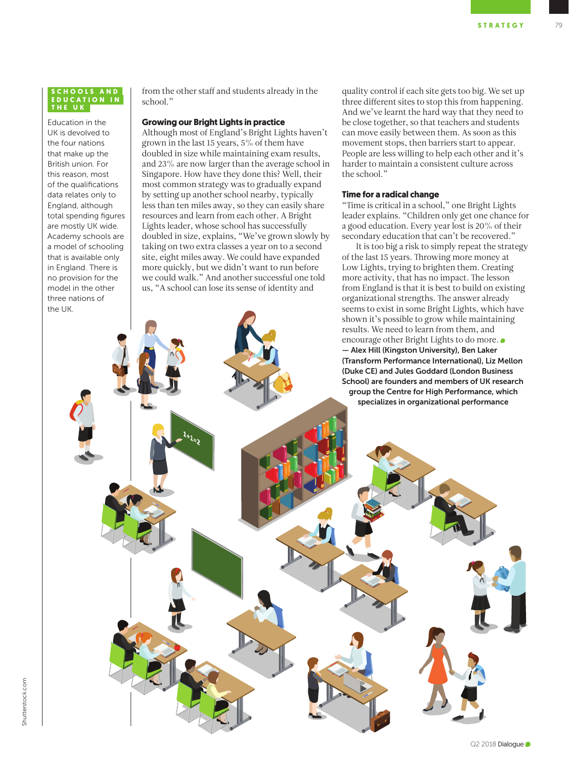**SCHOOLS AND EDUCATION IN THE UK**

Education in the UK is devolved to the four nations that make up the British union. For this reason, most of the qualifications data relates only to England, although total spending figures are mostly UK wide. Academy schools are a model of schooling that is available only in England. There is no provision for the model in the other three nations of the UK.

from the other staff and students already in the school."

### Growing our Bright Lights in practice

Although most of England's Bright Lights haven't grown in the last 15 years, 5% of them have doubled in size while maintaining exam results, and 23% are now larger than the average school in Singapore. How have they done this? Well, their most common strategy was to gradually expand by setting up another school nearby, typically less than ten miles away, so they can easily share resources and learn from each other. A Bright Lights leader, whose school has successfully doubled in size, explains, "We've grown slowly by taking on two extra classes a year on to a second site, eight miles away. We could have expanded more quickly, but we didn't want to run before we could walk." And another successful one told us, "A school can lose its sense of identity and quality control if each site gets too big. We set up three different sites to stop this from happening. And we've learnt the hard way that they need to be close together, so that teachers and students can move easily between them. As soon as this movement stops, then barriers start to appear. People are less willing to help each other and it's harder to maintain a consistent culture across the school."

### Time for a radical change

"Time is critical in a school," one Bright Lights leader explains. "Children only get one chance for a good education. Every year lost is 20% of their secondary education that can't be recovered."

It is too big a risk to simply repeat the strategy of the last 15 years. Throwing more money at Low Lights, trying to brighten them. Creating more activity, that has no impact. The lesson from England is that it is best to build on existing organizational strengths. The answer already seems to exist in some Bright Lights, which have shown it's possible to grow while maintaining results. We need to learn from them, and encourage other Bright Lights to do more.

**— Alex Hill (Kingston University), Ben Laker (Transform Performance International), Liz Mellon (Duke CE) and Jules Goddard (London Business School) are founders and members of UK research group the Centre for High Performance, which specializes in organizational performance**